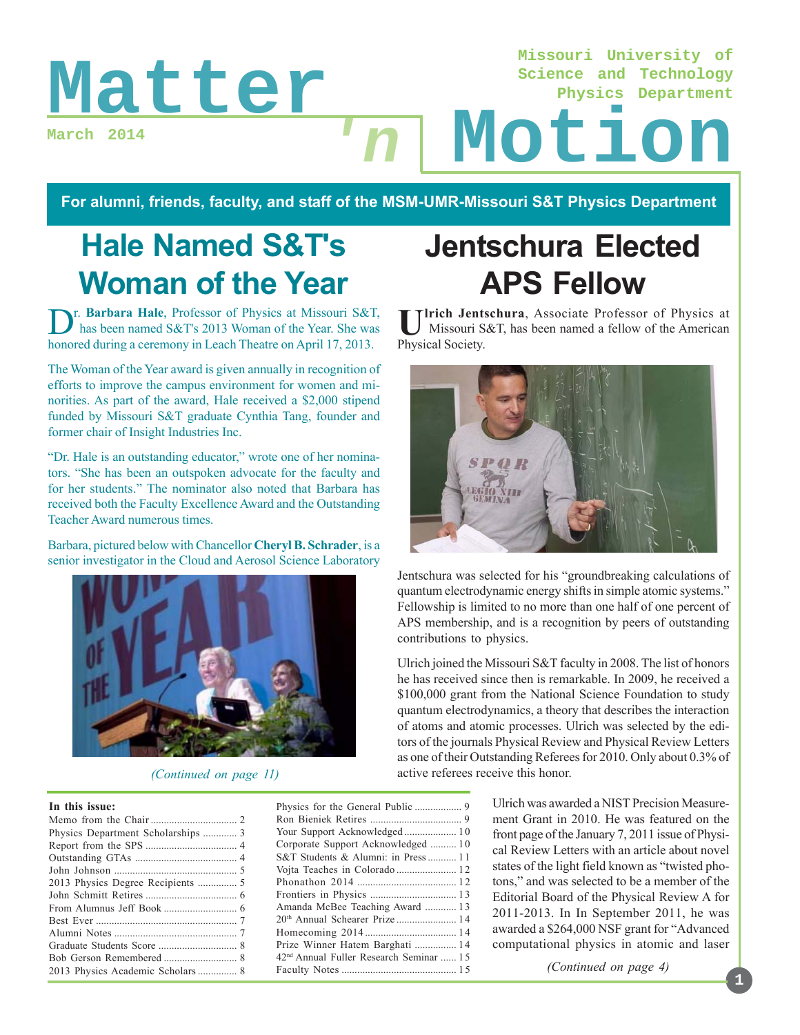# Matter 'n Motion

March 2014

Missouri University of Science and Technology Physics Department

**For alumni, friends, faculty, and staff of the MSM-UMR-Missouri S&T Physics Department**

## Hale Named S&T's Woman of the Year

Dr. **Barbara Hale**, Professor of Physics at Missouri S&T, has been named S&T's 2013 Woman of the Year. She was honored during a ceremony in Leach Theatre on April 17, 2013.

The Woman of the Year award is given annually in recognition of efforts to improve the campus environment for women and minorities. As part of the award, Hale received a $2,000 stipend funded by Missouri S&T graduate Cynthia Tang, founder and former chair of Insight Industries Inc.

"Dr. Hale is an outstanding educator," wrote one of her nominators. "She has been an outspoken advocate for the faculty and for her students." The nominator also noted that Barbara has received both the Faculty Excellence Award and the Outstanding Teacher Award numerous times.

Barbara, pictured below with Chancellor **Cheryl B. Schrader**, is a senior investigator in the Cloud and Aerosol Science Laboratory

*(Continued on page 11)*

## Jentschura Elected APS Fellow

**Ulrich Jentschura**, Associate Professor of Physics at Missouri S&T, has been named a fellow of the American Physical Society.

Jentschura was selected for his "groundbreaking calculations of quantum electrodynamic energy shifts in simple atomic systems." Fellowship is limited to no more than one half of one percent of APS membership, and is a recognition by peers of outstanding contributions to physics.

Ulrich joined the Missouri S&T faculty in 2008. The list of honors he has received since then is remarkable. In 2009, he received a $100,000 grant from the National Science Foundation to study quantum electrodynamics, a theory that describes the interaction of atoms and atomic processes. Ulrich was selected by the editors of the journals Physical Review and Physical Review Letters as one of their Outstanding Referees for 2010. Only about 0.3% of active referees receive this honor.

Ulrich was awarded a NIST Precision Measurement Grant in 2010. He was featured on the front page of the January 7, 2011 issue of Physical Review Letters with an article about novel states of the light field known as "twisted photons," and was selected to be a member of the Editorial Board of the Physical Review A for 2011-2013. In In September 2011, he was awarded a $264,000 NSF grant for "Advanced computational physics in atomic and laser

*(Continued on page 4)*

**In this issue:**

| | |
|---|---|
| Memo from the Chair | 2 |
| Physics Department Scholarships | 3 |
| Report from the SPS | 4 |
| Outstanding GTAs | 4 |
| John Johnson | 5 |
| 2013 Physics Degree Recipients | 5 |
| John Schmitt Retires | 6 |
| From Alumnus Jeff Book | 6 |
| Best Ever | 7 |
| Alumni Notes | 7 |
| Graduate Students Score | 8 |
| Bob Gerson Remembered | 8 |
| 2013 Physics Academic Scholars | 8 |
| Physics for the General Public | 9 |
| Ron Bieniek Retires | 9 |
| Your Support Acknowledged | 10 |
| Corporate Support Acknowledged | 10 |
| S&T Students & Alumni: in Press | 11 |
| Vojta Teaches in Colorado | 12 |
| Phonathon 2014 | 12 |
| Frontiers in Physics | 13 |
| Amanda McBee Teaching Award | 13 |
| 20th Annual Schearer Prize | 14 |
| Homecoming 2014 | 14 |
| Prize Winner Hatem Barghati | 14 |
| 42nd Annual Fuller Research Seminar | 15 |
| Faculty Notes | 15 |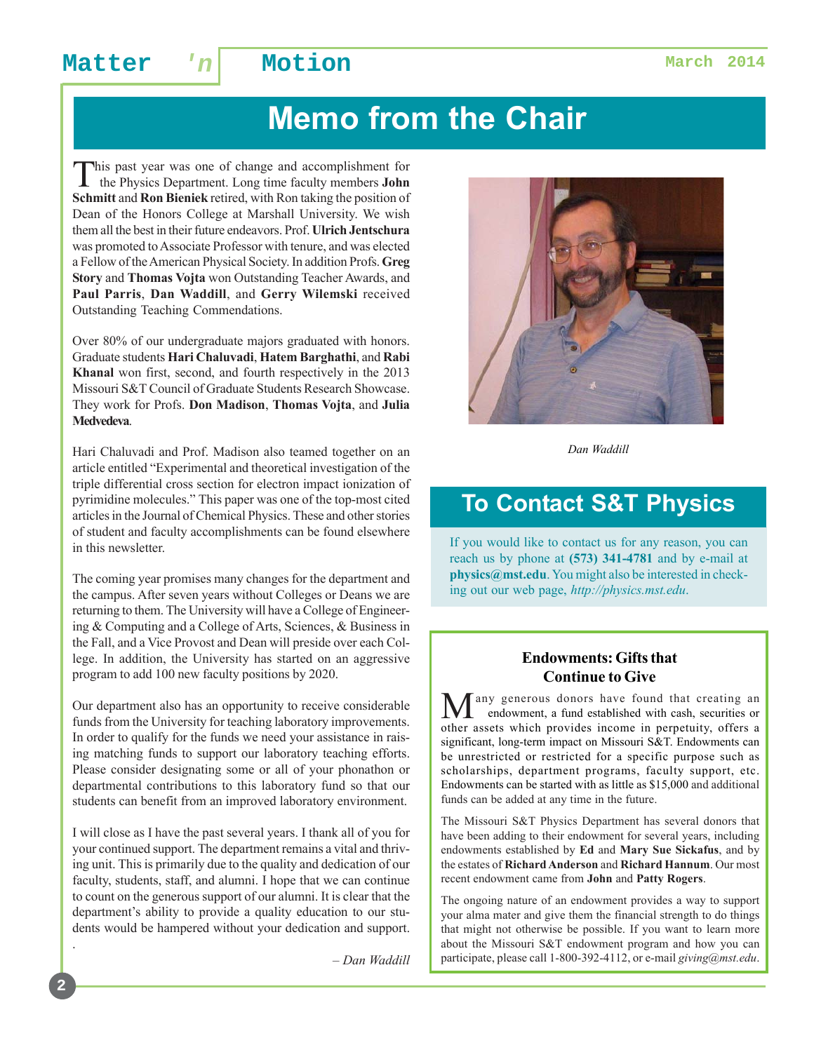# Memo from the Chair

This past year was one of change and accomplishment for the Physics Department. Long time faculty members **John Schmitt** and **Ron Bieniek** retired, with Ron taking the position of Dean of the Honors College at Marshall University. We wish them all the best in their future endeavors. Prof. **Ulrich Jentschura** was promoted to Associate Professor with tenure, and was elected a Fellow of the American Physical Society. In addition Profs. **Greg Story** and **Thomas Vojta** won Outstanding Teacher Awards, and **Paul Parris**, **Dan Waddill**, and **Gerry Wilemski** received Outstanding Teaching Commendations.

Over 80% of our undergraduate majors graduated with honors. Graduate students **Hari Chaluvadi**, **Hatem Barghathi**, and **Rabi Khanal** won first, second, and fourth respectively in the 2013 Missouri S&T Council of Graduate Students Research Showcase. They work for Profs. **Don Madison**, **Thomas Vojta**, and **Julia Medvedeva**.

Hari Chaluvadi and Prof. Madison also teamed together on an article entitled "Experimental and theoretical investigation of the triple differential cross section for electron impact ionization of pyrimidine molecules." This paper was one of the top-most cited articles in the Journal of Chemical Physics. These and other stories of student and faculty accomplishments can be found elsewhere in this newsletter.

The coming year promises many changes for the department and the campus. After seven years without Colleges or Deans we are returning to them. The University will have a College of Engineering & Computing and a College of Arts, Sciences, & Business in the Fall, and a Vice Provost and Dean will preside over each College. In addition, the University has started on an aggressive program to add 100 new faculty positions by 2020.

Our department also has an opportunity to receive considerable funds from the University for teaching laboratory improvements. In order to qualify for the funds we need your assistance in raising matching funds to support our laboratory teaching efforts. Please consider designating some or all of your phonathon or departmental contributions to this laboratory fund so that our students can benefit from an improved laboratory environment.

I will close as I have the past several years. I thank all of you for your continued support. The department remains a vital and thriving unit. This is primarily due to the quality and dedication of our faculty, students, staff, and alumni. I hope that we can continue to count on the generous support of our alumni. It is clear that the department's ability to provide a quality education to our students would be hampered without your dedication and support.

*– Dan Waddill*

*Dan Waddill*

## To Contact S&T Physics

If you would like to contact us for any reason, you can reach us by phone at **(573) 341-4781** and by e-mail at **physics@mst.edu**. You might also be interested in checking out our web page, *http://physics.mst.edu*.

### Endowments: Gifts that Continue to Give

Many generous donors have found that creating an endowment, a fund established with cash, securities or other assets which provides income in perpetuity, offers a significant, long-term impact on Missouri S&T. Endowments can be unrestricted or restricted for a specific purpose such as scholarships, department programs, faculty support, etc. Endowments can be started with as little as $15,000 and additional funds can be added at any time in the future.

The Missouri S&T Physics Department has several donors that have been adding to their endowment for several years, including endowments established by **Ed** and **Mary Sue Sickafus**, and by the estates of **Richard Anderson** and **Richard Hannum**. Our most recent endowment came from **John** and **Patty Rogers**.

The ongoing nature of an endowment provides a way to support your alma mater and give them the financial strength to do things that might not otherwise be possible. If you want to learn more about the Missouri S&T endowment program and how you can participate, please call 1-800-392-4112, or e-mail *giving@mst.edu*.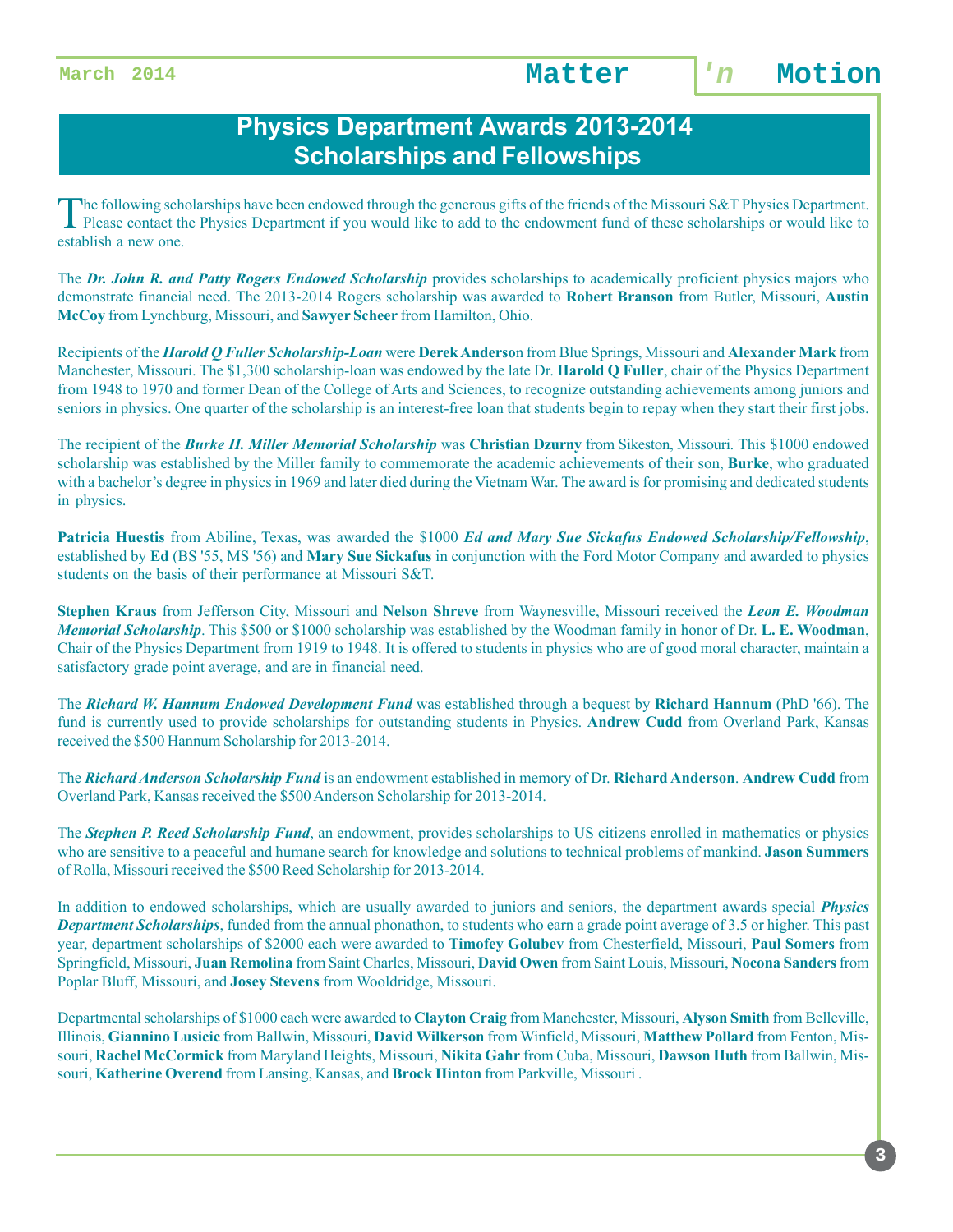# Physics Department Awards 2013-2014
# Scholarships and Fellowships

The following scholarships have been endowed through the generous gifts of the friends of the Missouri S&T Physics Department. Please contact the Physics Department if you would like to add to the endowment fund of these scholarships or would like to establish a new one.

The ***Dr. John R. and Patty Rogers Endowed Scholarship*** provides scholarships to academically proficient physics majors who demonstrate financial need. The 2013-2014 Rogers scholarship was awarded to **Robert Branson** from Butler, Missouri, **Austin McCoy** from Lynchburg, Missouri, and **Sawyer Scheer** from Hamilton, Ohio.

Recipients of the ***Harold Q Fuller Scholarship-Loan*** were **Derek Anderson** from Blue Springs, Missouri and **Alexander Mark** from Manchester, Missouri. The $1,300 scholarship-loan was endowed by the late Dr. **Harold Q Fuller**, chair of the Physics Department from 1948 to 1970 and former Dean of the College of Arts and Sciences, to recognize outstanding achievements among juniors and seniors in physics. One quarter of the scholarship is an interest-free loan that students begin to repay when they start their first jobs.

The recipient of the ***Burke H. Miller Memorial Scholarship*** was **Christian Dzurny** from Sikeston, Missouri. This $1000 endowed scholarship was established by the Miller family to commemorate the academic achievements of their son, **Burke**, who graduated with a bachelor's degree in physics in 1969 and later died during the Vietnam War. The award is for promising and dedicated students in physics.

**Patricia Huestis** from Abiline, Texas, was awarded the $1000 ***Ed and Mary Sue Sickafus Endowed Scholarship/Fellowship***, established by **Ed** (BS '55, MS '56) and **Mary Sue Sickafus** in conjunction with the Ford Motor Company and awarded to physics students on the basis of their performance at Missouri S&T.

**Stephen Kraus** from Jefferson City, Missouri and **Nelson Shreve** from Waynesville, Missouri received the ***Leon E. Woodman Memorial Scholarship***. This $500 or $1000 scholarship was established by the Woodman family in honor of Dr. **L. E. Woodman**, Chair of the Physics Department from 1919 to 1948. It is offered to students in physics who are of good moral character, maintain a satisfactory grade point average, and are in financial need.

The ***Richard W. Hannum Endowed Development Fund*** was established through a bequest by **Richard Hannum** (PhD '66). The fund is currently used to provide scholarships for outstanding students in Physics. **Andrew Cudd** from Overland Park, Kansas received the $500 Hannum Scholarship for 2013-2014.

The ***Richard Anderson Scholarship Fund*** is an endowment established in memory of Dr. **Richard Anderson**. **Andrew Cudd** from Overland Park, Kansas received the $500 Anderson Scholarship for 2013-2014.

The ***Stephen P. Reed Scholarship Fund***, an endowment, provides scholarships to US citizens enrolled in mathematics or physics who are sensitive to a peaceful and humane search for knowledge and solutions to technical problems of mankind. **Jason Summers** of Rolla, Missouri received the $500 Reed Scholarship for 2013-2014.

In addition to endowed scholarships, which are usually awarded to juniors and seniors, the department awards special ***Physics Department Scholarships***, funded from the annual phonathon, to students who earn a grade point average of 3.5 or higher. This past year, department scholarships of $2000 each were awarded to **Timofey Golubev** from Chesterfield, Missouri, **Paul Somers** from Springfield, Missouri, **Juan Remolina** from Saint Charles, Missouri, **David Owen** from Saint Louis, Missouri, **Nocona Sanders** from Poplar Bluff, Missouri, and **Josey Stevens** from Wooldridge, Missouri.

Departmental scholarships of $1000 each were awarded to **Clayton Craig** from Manchester, Missouri, **Alyson Smith** from Belleville, Illinois, **Giannino Lusicic** from Ballwin, Missouri, **David Wilkerson** from Winfield, Missouri, **Matthew Pollard** from Fenton, Missouri, **Rachel McCormick** from Maryland Heights, Missouri, **Nikita Gahr** from Cuba, Missouri, **Dawson Huth** from Ballwin, Missouri, **Katherine Overend** from Lansing, Kansas, and **Brock Hinton** from Parkville, Missouri .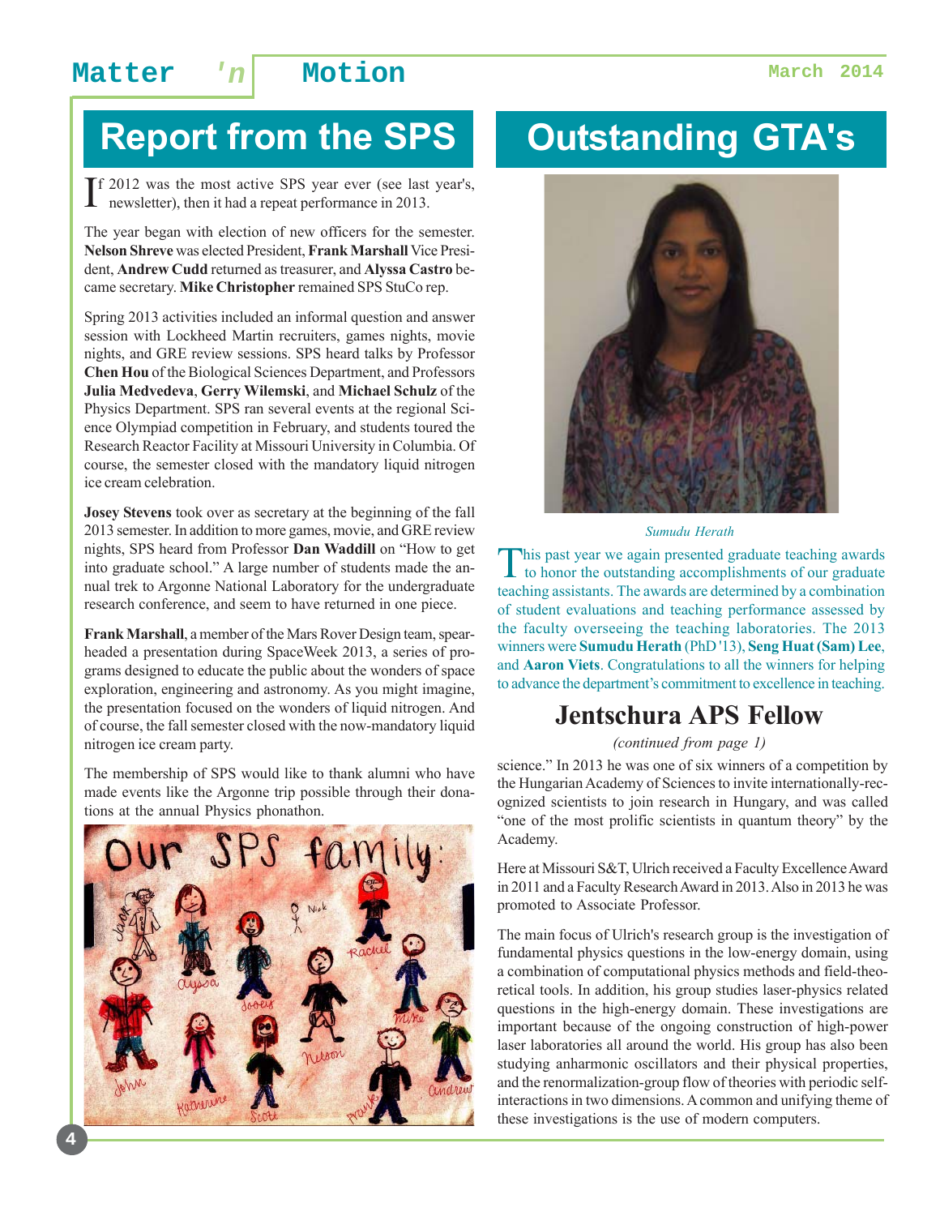## Report from the SPS

If 2012 was the most active SPS year ever (see last year's, newsletter), then it had a repeat performance in 2013.

The year began with election of new officers for the semester. **Nelson Shreve** was elected President, **Frank Marshall** Vice President, **Andrew Cudd** returned as treasurer, and **Alyssa Castro** became secretary. **Mike Christopher** remained SPS StuCo rep.

Spring 2013 activities included an informal question and answer session with Lockheed Martin recruiters, games nights, movie nights, and GRE review sessions. SPS heard talks by Professor **Chen Hou** of the Biological Sciences Department, and Professors **Julia Medvedeva**, **Gerry Wilemski**, and **Michael Schulz** of the Physics Department. SPS ran several events at the regional Science Olympiad competition in February, and students toured the Research Reactor Facility at Missouri University in Columbia. Of course, the semester closed with the mandatory liquid nitrogen ice cream celebration.

**Josey Stevens** took over as secretary at the beginning of the fall 2013 semester. In addition to more games, movie, and GRE review nights, SPS heard from Professor **Dan Waddill** on "How to get into graduate school." A large number of students made the annual trek to Argonne National Laboratory for the undergraduate research conference, and seem to have returned in one piece.

**Frank Marshall**, a member of the Mars Rover Design team, spearheaded a presentation during SpaceWeek 2013, a series of programs designed to educate the public about the wonders of space exploration, engineering and astronomy. As you might imagine, the presentation focused on the wonders of liquid nitrogen. And of course, the fall semester closed with the now-mandatory liquid nitrogen ice cream party.

The membership of SPS would like to thank alumni who have made events like the Argonne trip possible through their donations at the annual Physics phonathon.

## Outstanding GTA's

*Sumudu Herath*

This past year we again presented graduate teaching awards to honor the outstanding accomplishments of our graduate teaching assistants. The awards are determined by a combination of student evaluations and teaching performance assessed by the faculty overseeing the teaching laboratories. The 2013 winners were **Sumudu Herath** (PhD '13), **Seng Huat (Sam) Lee**, and **Aaron Viets**. Congratulations to all the winners for helping to advance the department's commitment to excellence in teaching.

## Jentschura APS Fellow

*(continued from page 1)*

science." In 2013 he was one of six winners of a competition by the Hungarian Academy of Sciences to invite internationally-recognized scientists to join research in Hungary, and was called "one of the most prolific scientists in quantum theory" by the Academy.

Here at Missouri S&T, Ulrich received a Faculty Excellence Award in 2011 and a Faculty Research Award in 2013. Also in 2013 he was promoted to Associate Professor.

The main focus of Ulrich's research group is the investigation of fundamental physics questions in the low-energy domain, using a combination of computational physics methods and field-theoretical tools. In addition, his group studies laser-physics related questions in the high-energy domain. These investigations are important because of the ongoing construction of high-power laser laboratories all around the world. His group has also been studying anharmonic oscillators and their physical properties, and the renormalization-group flow of theories with periodic self-interactions in two dimensions. A common and unifying theme of these investigations is the use of modern computers.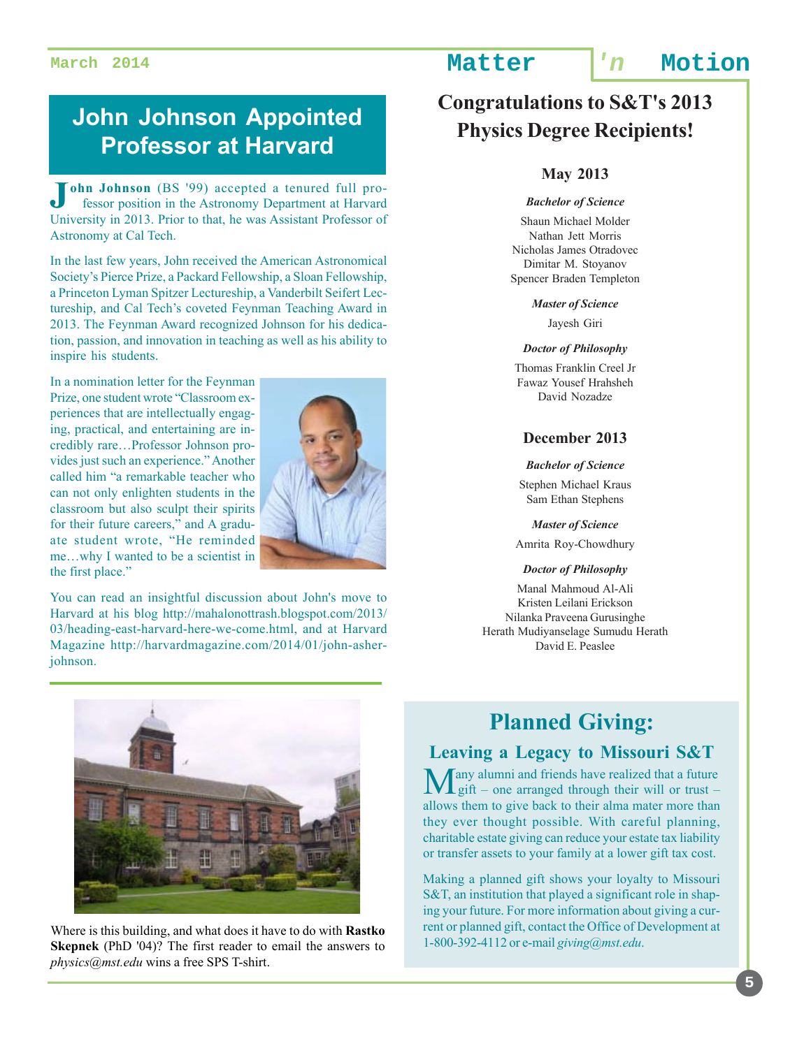## John Johnson Appointed Professor at Harvard

**John Johnson** (BS '99) accepted a tenured full professor position in the Astronomy Department at Harvard University in 2013. Prior to that, he was Assistant Professor of Astronomy at Cal Tech.

In the last few years, John received the American Astronomical Society's Pierce Prize, a Packard Fellowship, a Sloan Fellowship, a Princeton Lyman Spitzer Lectureship, a Vanderbilt Seifert Lectureship, and Cal Tech's coveted Feynman Teaching Award in 2013. The Feynman Award recognized Johnson for his dedication, passion, and innovation in teaching as well as his ability to inspire his students.

In a nomination letter for the Feynman Prize, one student wrote "Classroom experiences that are intellectually engaging, practical, and entertaining are incredibly rare…Professor Johnson provides just such an experience." Another called him "a remarkable teacher who can not only enlighten students in the classroom but also sculpt their spirits for their future careers," and A graduate student wrote, "He reminded me…why I wanted to be a scientist in the first place."

You can read an insightful discussion about John's move to Harvard at his blog http://mahalonottrash.blogspot.com/2013/03/heading-east-harvard-here-we-come.html, and at Harvard Magazine http://harvardmagazine.com/2014/01/john-asher-johnson.

Where is this building, and what does it have to do with **Rastko Skepnek** (PhD '04)? The first reader to email the answers to *physics@mst.edu* wins a free SPS T-shirt.

## Congratulations to S&T's 2013 Physics Degree Recipients!

### May 2013

***Bachelor of Science***

Shaun Michael Molder
Nathan Jett Morris
Nicholas James Otradovec
Dimitar M. Stoyanov
Spencer Braden Templeton

***Master of Science***

Jayesh Giri

***Doctor of Philosophy***

Thomas Franklin Creel Jr
Fawaz Yousef Hrahsheh
David Nozadze

### December 2013

***Bachelor of Science***

Stephen Michael Kraus
Sam Ethan Stephens

***Master of Science***

Amrita Roy-Chowdhury

***Doctor of Philosophy***

Manal Mahmoud Al-Ali
Kristen Leilani Erickson
Nilanka Praveena Gurusinghe
Herath Mudiyanselage Sumudu Herath
David E. Peaslee

## Planned Giving:

### Leaving a Legacy to Missouri S&T

Many alumni and friends have realized that a future gift – one arranged through their will or trust – allows them to give back to their alma mater more than they ever thought possible. With careful planning, charitable estate giving can reduce your estate tax liability or transfer assets to your family at a lower gift tax cost.

Making a planned gift shows your loyalty to Missouri S&T, an institution that played a significant role in shaping your future. For more information about giving a current or planned gift, contact the Office of Development at 1-800-392-4112 or e-mail *giving@mst.edu*.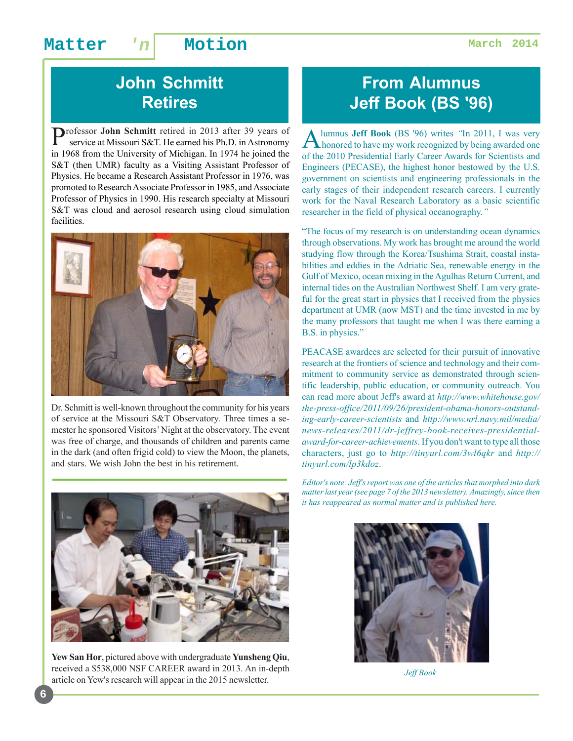## John Schmitt Retires

Professor **John Schmitt** retired in 2013 after 39 years of service at Missouri S&T. He earned his Ph.D. in Astronomy in 1968 from the University of Michigan. In 1974 he joined the S&T (then UMR) faculty as a Visiting Assistant Professor of Physics. He became a Research Assistant Professor in 1976, was promoted to Research Associate Professor in 1985, and Associate Professor of Physics in 1990. His research specialty at Missouri S&T was cloud and aerosol research using cloud simulation facilities.

Dr. Schmitt is well-known throughout the community for his years of service at the Missouri S&T Observatory. Three times a semester he sponsored Visitors' Night at the observatory. The event was free of charge, and thousands of children and parents came in the dark (and often frigid cold) to view the Moon, the planets, and stars. We wish John the best in his retirement.

**Yew San Hor**, pictured above with undergraduate **Yunsheng Qiu**, received a $538,000 NSF CAREER award in 2013. An in-depth article on Yew's research will appear in the 2015 newsletter.

## From Alumnus Jeff Book (BS '96)

Alumnus **Jeff Book** (BS '96) writes *"*In 2011, I was very honored to have my work recognized by being awarded one of the 2010 Presidential Early Career Awards for Scientists and Engineers (PECASE), the highest honor bestowed by the U.S. government on scientists and engineering professionals in the early stages of their independent research careers. I currently work for the Naval Research Laboratory as a basic scientific researcher in the field of physical oceanography.*"*

"The focus of my research is on understanding ocean dynamics through observations. My work has brought me around the world studying flow through the Korea/Tsushima Strait, coastal instabilities and eddies in the Adriatic Sea, renewable energy in the Gulf of Mexico, ocean mixing in the Agulhas Return Current, and internal tides on the Australian Northwest Shelf. I am very grateful for the great start in physics that I received from the physics department at UMR (now MST) and the time invested in me by the many professors that taught me when I was there earning a B.S. in physics."

PEACASE awardees are selected for their pursuit of innovative research at the frontiers of science and technology and their commitment to community service as demonstrated through scientific leadership, public education, or community outreach. You can read more about Jeff's award at *http://www.whitehouse.gov/the-press-office/2011/09/26/president-obama-honors-outstanding-early-career-scientists* and *http://www.nrl.navy.mil/media/news-releases/2011/dr-jeffrey-book-receives-presidential-award-for-career-achievements*. If you don't want to type all those characters, just go to *http://tinyurl.com/3wl6qkr* and *http://tinyurl.com/lp3kdoz*.

*Editor's note: Jeff's report was one of the articles that morphed into dark matter last year (see page 7 of the 2013 newsletter). Amazingly, since then it has reappeared as normal matter and is published here.*

*Jeff Book*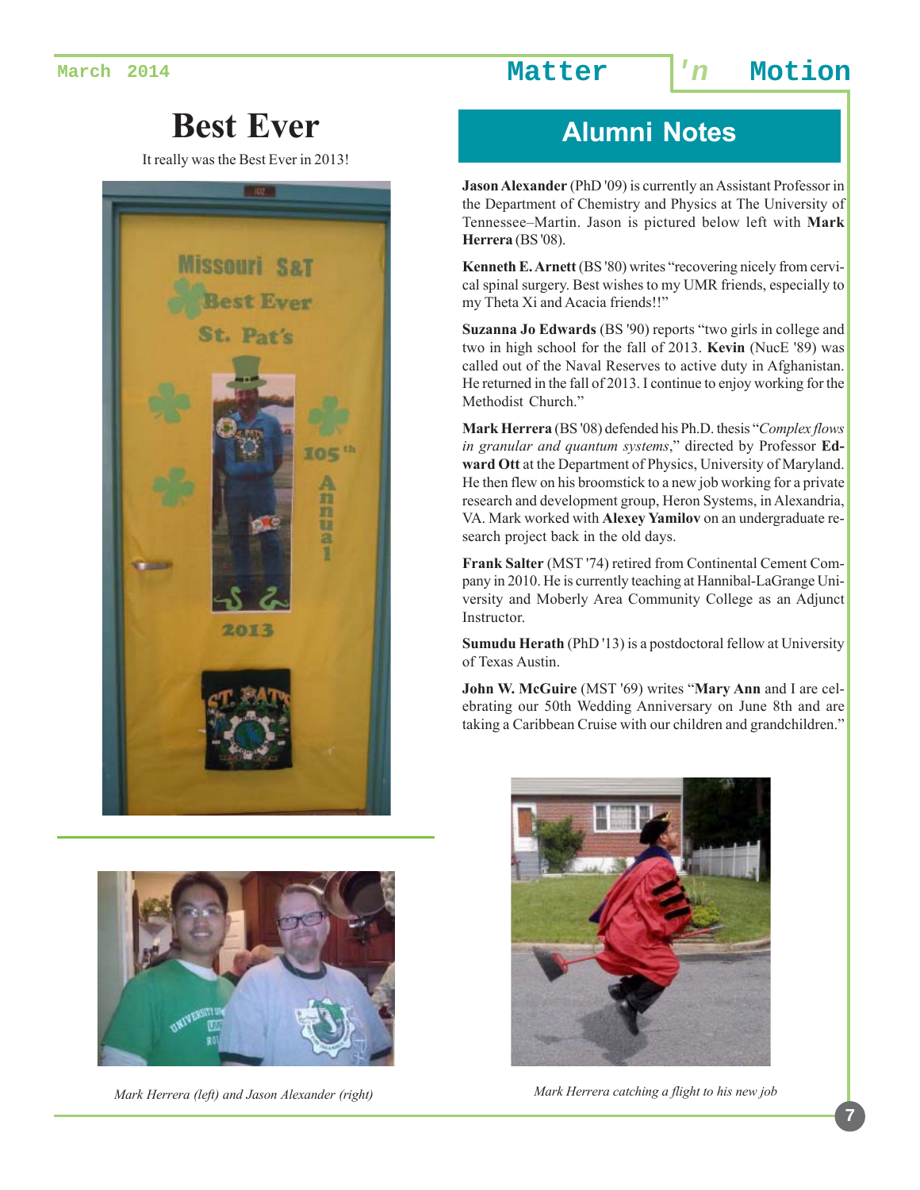# Best Ever

It really was the Best Ever in 2013!

Mark Herrera (left) and Jason Alexander (right)

# Alumni Notes

**Jason Alexander** (PhD '09) is currently an Assistant Professor in the Department of Chemistry and Physics at The University of Tennessee–Martin. Jason is pictured below left with **Mark Herrera** (BS '08).

**Kenneth E. Arnett** (BS '80) writes "recovering nicely from cervical spinal surgery. Best wishes to my UMR friends, especially to my Theta Xi and Acacia friends!!"

**Suzanna Jo Edwards** (BS '90) reports "two girls in college and two in high school for the fall of 2013. **Kevin** (NucE '89) was called out of the Naval Reserves to active duty in Afghanistan. He returned in the fall of 2013. I continue to enjoy working for the Methodist Church."

**Mark Herrera** (BS '08) defended his Ph.D. thesis "*Complex flows in granular and quantum systems*," directed by Professor **Edward Ott** at the Department of Physics, University of Maryland. He then flew on his broomstick to a new job working for a private research and development group, Heron Systems, in Alexandria, VA. Mark worked with **Alexey Yamilov** on an undergraduate research project back in the old days.

**Frank Salter** (MST '74) retired from Continental Cement Company in 2010. He is currently teaching at Hannibal-LaGrange University and Moberly Area Community College as an Adjunct Instructor.

**Sumudu Herath** (PhD '13) is a postdoctoral fellow at University of Texas Austin.

**John W. McGuire** (MST '69) writes "**Mary Ann** and I are celebrating our 50th Wedding Anniversary on June 8th and are taking a Caribbean Cruise with our children and grandchildren."

Mark Herrera catching a flight to his new job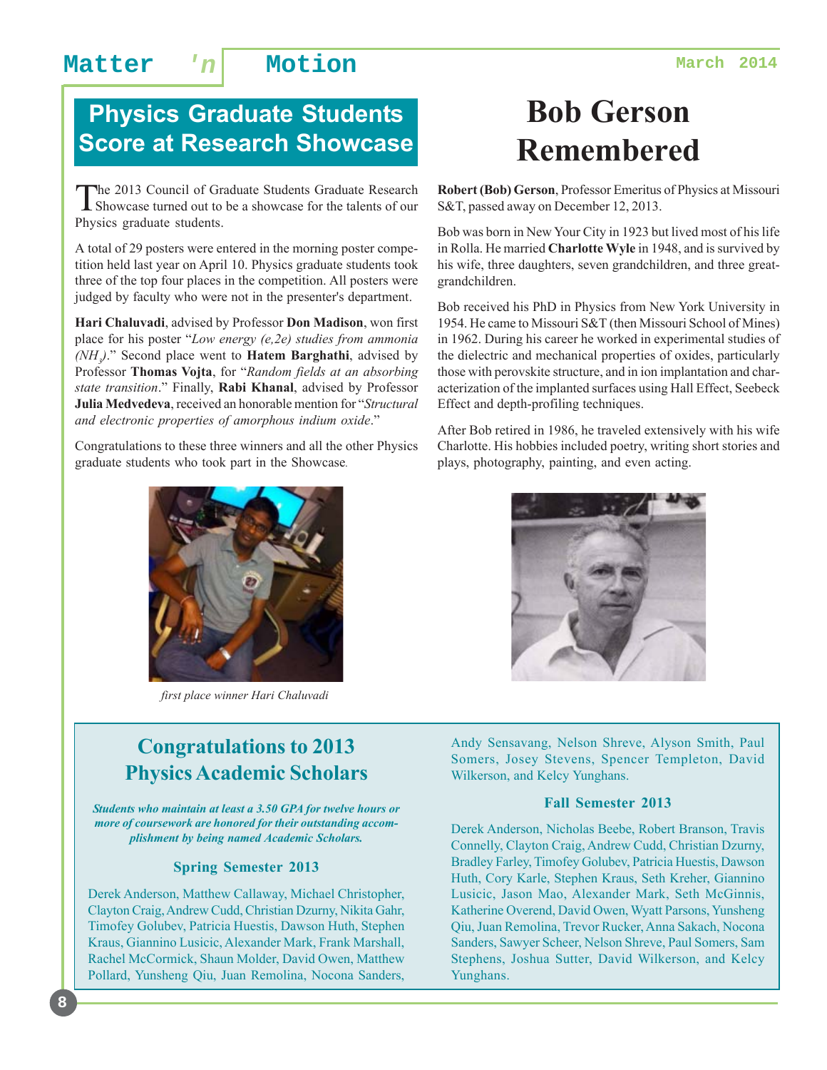## Physics Graduate Students Score at Research Showcase

The 2013 Council of Graduate Students Graduate Research Showcase turned out to be a showcase for the talents of our Physics graduate students.

A total of 29 posters were entered in the morning poster competition held last year on April 10. Physics graduate students took three of the top four places in the competition. All posters were judged by faculty who were not in the presenter's department.

**Hari Chaluvadi**, advised by Professor **Don Madison**, won first place for his poster "*Low energy (e,2e) studies from ammonia ($NH_3$)*." Second place went to **Hatem Barghathi**, advised by Professor **Thomas Vojta**, for "*Random fields at an absorbing state transition*." Finally, **Rabi Khanal**, advised by Professor **Julia Medvedeva**, received an honorable mention for "*Structural and electronic properties of amorphous indium oxide*."

Congratulations to these three winners and all the other Physics graduate students who took part in the Showcase.

*first place winner Hari Chaluvadi*

# Bob Gerson Remembered

**Robert (Bob) Gerson**, Professor Emeritus of Physics at Missouri S&T, passed away on December 12, 2013.

Bob was born in New Your City in 1923 but lived most of his life in Rolla. He married **Charlotte Wyle** in 1948, and is survived by his wife, three daughters, seven grandchildren, and three great-grandchildren.

Bob received his PhD in Physics from New York University in 1954. He came to Missouri S&T (then Missouri School of Mines) in 1962. During his career he worked in experimental studies of the dielectric and mechanical properties of oxides, particularly those with perovskite structure, and in ion implantation and characterization of the implanted surfaces using Hall Effect, Seebeck Effect and depth-profiling techniques.

After Bob retired in 1986, he traveled extensively with his wife Charlotte. His hobbies included poetry, writing short stories and plays, photography, painting, and even acting.

## Congratulations to 2013 Physics Academic Scholars

***Students who maintain at least a 3.50 GPA for twelve hours or more of coursework are honored for their outstanding accomplishment by being named Academic Scholars.***

### Spring Semester 2013

Derek Anderson, Matthew Callaway, Michael Christopher, Clayton Craig, Andrew Cudd, Christian Dzurny, Nikita Gahr, Timofey Golubev, Patricia Huestis, Dawson Huth, Stephen Kraus, Giannino Lusicic, Alexander Mark, Frank Marshall, Rachel McCormick, Shaun Molder, David Owen, Matthew Pollard, Yunsheng Qiu, Juan Remolina, Nocona Sanders, Andy Sensavang, Nelson Shreve, Alyson Smith, Paul Somers, Josey Stevens, Spencer Templeton, David Wilkerson, and Kelcy Yunghans.

### Fall Semester 2013

Derek Anderson, Nicholas Beebe, Robert Branson, Travis Connelly, Clayton Craig, Andrew Cudd, Christian Dzurny, Bradley Farley, Timofey Golubev, Patricia Huestis, Dawson Huth, Cory Karle, Stephen Kraus, Seth Kreher, Giannino Lusicic, Jason Mao, Alexander Mark, Seth McGinnis, Katherine Overend, David Owen, Wyatt Parsons, Yunsheng Qiu, Juan Remolina, Trevor Rucker, Anna Sakach, Nocona Sanders, Sawyer Scheer, Nelson Shreve, Paul Somers, Sam Stephens, Joshua Sutter, David Wilkerson, and Kelcy Yunghans.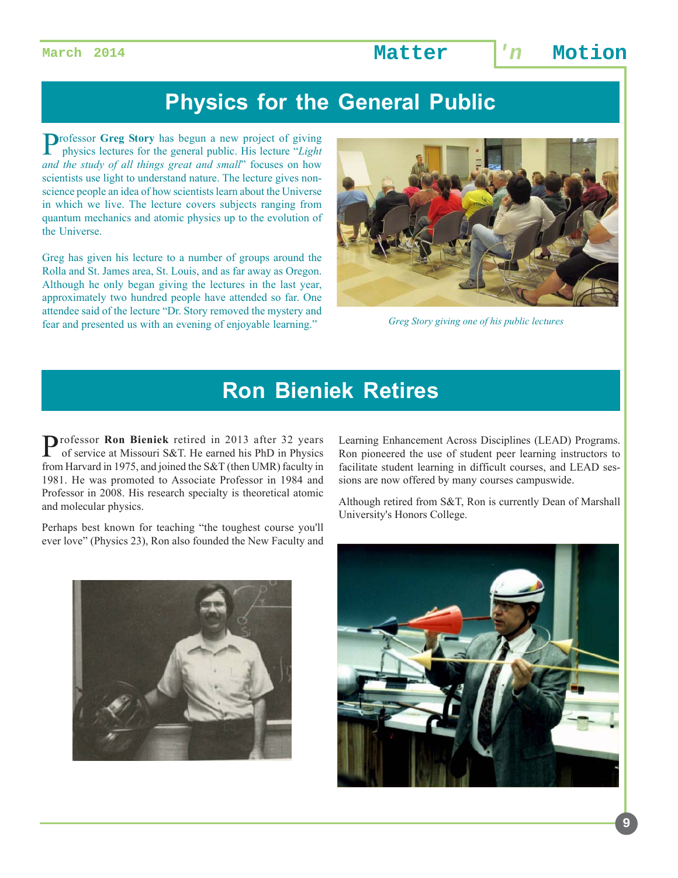## Physics for the General Public

Professor **Greg Story** has begun a new project of giving physics lectures for the general public. His lecture "*Light and the study of all things great and small*" focuses on how scientists use light to understand nature. The lecture gives non-science people an idea of how scientists learn about the Universe in which we live. The lecture covers subjects ranging from quantum mechanics and atomic physics up to the evolution of the Universe.

Greg has given his lecture to a number of groups around the Rolla and St. James area, St. Louis, and as far away as Oregon. Although he only began giving the lectures in the last year, approximately two hundred people have attended so far. One attendee said of the lecture "Dr. Story removed the mystery and fear and presented us with an evening of enjoyable learning."

*Greg Story giving one of his public lectures*

## Ron Bieniek Retires

Professor **Ron Bieniek** retired in 2013 after 32 years of service at Missouri S&T. He earned his PhD in Physics from Harvard in 1975, and joined the S&T (then UMR) faculty in 1981. He was promoted to Associate Professor in 1984 and Professor in 2008. His research specialty is theoretical atomic and molecular physics.

Perhaps best known for teaching "the toughest course you'll ever love" (Physics 23), Ron also founded the New Faculty and Learning Enhancement Across Disciplines (LEAD) Programs. Ron pioneered the use of student peer learning instructors to facilitate student learning in difficult courses, and LEAD sessions are now offered by many courses campuswide.

Although retired from S&T, Ron is currently Dean of Marshall University's Honors College.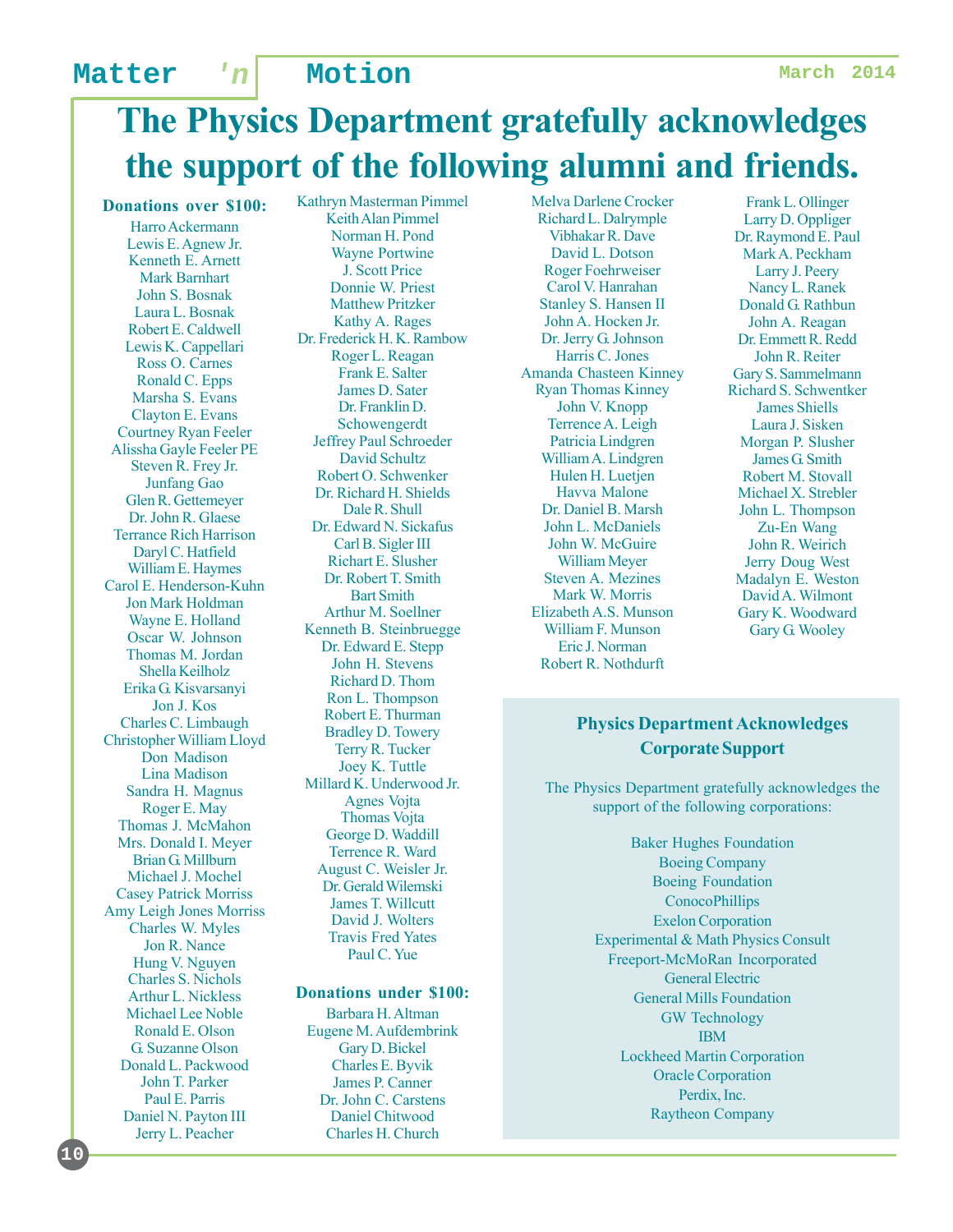# The Physics Department gratefully acknowledges the support of the following alumni and friends.

**Donations over $100:**

Harro Ackermann
Lewis E. Agnew Jr.
Kenneth E. Arnett
Mark Barnhart
John S. Bosnak
Laura L. Bosnak
Robert E. Caldwell
Lewis K. Cappellari
Ross O. Carnes
Ronald C. Epps
Marsha S. Evans
Clayton E. Evans
Courtney Ryan Feeler
Alissha Gayle Feeler PE
Steven R. Frey Jr.
Junfang Gao
Glen R. Gettemeyer
Dr. John R. Glaese
Terrance Rich Harrison
Daryl C. Hatfield
William E. Haymes
Carol E. Henderson-Kuhn
Jon Mark Holdman
Wayne E. Holland
Oscar W. Johnson
Thomas M. Jordan
Shella Keilholz
Erika G. Kisvarsanyi
Jon J. Kos
Charles C. Limbaugh
Christopher William Lloyd
Don Madison
Lina Madison
Sandra H. Magnus
Roger E. May
Thomas J. McMahon
Mrs. Donald I. Meyer
Brian G. Millburn
Michael J. Mochel
Casey Patrick Morriss
Amy Leigh Jones Morriss
Charles W. Myles
Jon R. Nance
Hung V. Nguyen
Charles S. Nichols
Arthur L. Nickless
Michael Lee Noble
Ronald E. Olson
G. Suzanne Olson
Donald L. Packwood
John T. Parker
Paul E. Parris
Daniel N. Payton III
Jerry L. Peacher
Kathryn Masterman Pimmel
Keith Alan Pimmel
Norman H. Pond
Wayne Portwine
J. Scott Price
Donnie W. Priest
Matthew Pritzker
Kathy A. Rages
Dr. Frederick H. K. Rambow
Roger L. Reagan
Frank E. Salter
James D. Sater
Dr. Franklin D. Schowengerdt
Jeffrey Paul Schroeder
David Schultz
Robert O. Schwenker
Dr. Richard H. Shields
Dale R. Shull
Dr. Edward N. Sickafus
Carl B. Sigler III
Richart E. Slusher
Dr. Robert T. Smith
Bart Smith
Arthur M. Soellner
Kenneth B. Steinbruegge
Dr. Edward E. Stepp
John H. Stevens
Richard D. Thom
Ron L. Thompson
Robert E. Thurman
Bradley D. Towery
Terry R. Tucker
Joey K. Tuttle
Millard K. Underwood Jr.
Agnes Vojta
Thomas Vojta
George D. Waddill
Terrence R. Ward
August C. Weisler Jr.
Dr. Gerald Wilemski
James T. Willcutt
David J. Wolters
Travis Fred Yates
Paul C. Yue

**Donations under $100:**

Barbara H. Altman
Eugene M. Aufdembrink
Gary D. Bickel
Charles E. Byvik
James P. Canner
Dr. John C. Carstens
Daniel Chitwood
Charles H. Church
Melva Darlene Crocker
Richard L. Dalrymple
Vibhakar R. Dave
David L. Dotson
Roger Foehrweiser
Carol V. Hanrahan
Stanley S. Hansen II
John A. Hocken Jr.
Dr. Jerry G. Johnson
Harris C. Jones
Amanda Chasteen Kinney
Ryan Thomas Kinney
John V. Knopp
Terrence A. Leigh
Patricia Lindgren
William A. Lindgren
Hulen H. Luetjen
Havva Malone
Dr. Daniel B. Marsh
John L. McDaniels
John W. McGuire
William Meyer
Steven A. Mezines
Mark W. Morris
Elizabeth A.S. Munson
William F. Munson
Eric J. Norman
Robert R. Nothdurft
Frank L. Ollinger
Larry D. Oppliger
Dr. Raymond E. Paul
Mark A. Peckham
Larry J. Peery
Nancy L. Ranek
Donald G. Rathbun
John A. Reagan
Dr. Emmett R. Redd
John R. Reiter
Gary S. Sammelmann
Richard S. Schwentker
James Shiells
Laura J. Sisken
Morgan P. Slusher
James G. Smith
Robert M. Stovall
Michael X. Strebler
John L. Thompson
Zu-En Wang
John R. Weirich
Jerry Doug West
Madalyn E. Weston
David A. Wilmont
Gary K. Woodward
Gary G. Wooley

## Physics Department Acknowledges Corporate Support

The Physics Department gratefully acknowledges the support of the following corporations:

Baker Hughes Foundation
Boeing Company
Boeing Foundation
ConocoPhillips
Exelon Corporation
Experimental & Math Physics Consult
Freeport-McMoRan Incorporated
General Electric
General Mills Foundation
GW Technology
IBM
Lockheed Martin Corporation
Oracle Corporation
Perdix, Inc.
Raytheon Company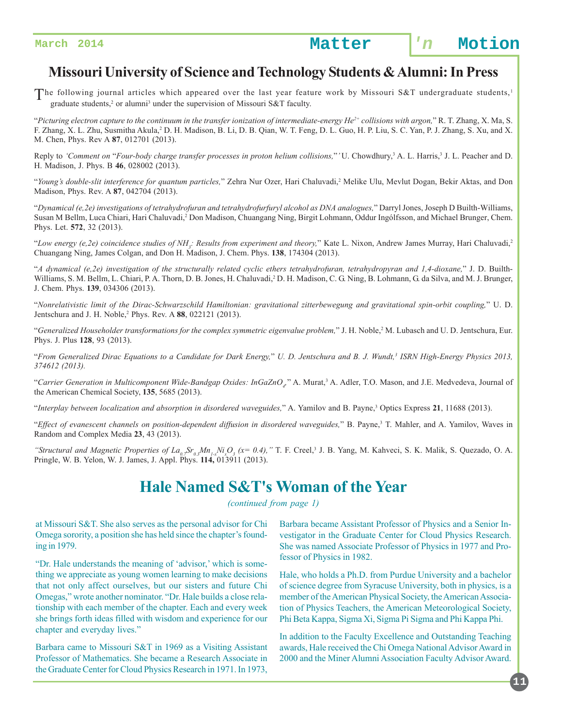# Missouri University of Science and Technology Students & Alumni: In Press

The following journal articles which appeared over the last year feature work by Missouri S&T undergraduate students,[1] graduate students,[2] or alumni[3] under the supervision of Missouri S&T faculty.

"*Picturing electron capture to the continuum in the transfer ionization of intermediate-energy $He^{2+}$ collisions with argon,*" R. T. Zhang, X. Ma, S. F. Zhang, X. L. Zhu, Susmitha Akula,[2] D. H. Madison, B. Li, D. B. Qian, W. T. Feng, D. L. Guo, H. P. Liu, S. C. Yan, P. J. Zhang, S. Xu, and X. M. Chen, Phys. Rev A **87**, 012701 (2013).

Reply to *'Comment on* "*Four-body charge transfer processes in proton helium collisions,*"*'* U. Chowdhury,[3] A. L. Harris,[3] J. L. Peacher and D. H. Madison, J. Phys. B **46**, 028002 (2013).

"*Young's double-slit interference for quantum particles,*" Zehra Nur Ozer, Hari Chaluvadi,[2] Melike Ulu, Mevlut Dogan, Bekir Aktas, and Don Madison, Phys. Rev. A **87**, 042704 (2013).

"*Dynamical (e,2e) investigations of tetrahydrofuran and tetrahydrofurfuryl alcohol as DNA analogues,*" Darryl Jones, Joseph D Builth-Williams, Susan M Bellm, Luca Chiari, Hari Chaluvadi,[2] Don Madison, Chuangang Ning, Birgit Lohmann, Oddur Ingólfsson, and Michael Brunger, Chem. Phys. Let. **572**, 32 (2013).

"*Low energy (e,2e) coincidence studies of $NH_3$: Results from experiment and theory,*" Kate L. Nixon, Andrew James Murray, Hari Chaluvadi,[2] Chuangang Ning, James Colgan, and Don H. Madison, J. Chem. Phys. **138**, 174304 (2013).

"*A dynamical (e,2e) investigation of the structurally related cyclic ethers tetrahydrofuran, tetrahydropyran and 1,4-dioxane,*" J. D. Builth-Williams, S. M. Bellm, L. Chiari, P. A. Thorn, D. B. Jones, H. Chaluvadi,[2] D. H. Madison, C. G. Ning, B. Lohmann, G. da Silva, and M. J. Brunger, J. Chem. Phys. **139**, 034306 (2013).

"*Nonrelativistic limit of the Dirac-Schwarzschild Hamiltonian: gravitational zitterbewegung and gravitational spin-orbit coupling,*" U. D. Jentschura and J. H. Noble,[2] Phys. Rev. A **88**, 022121 (2013).

"*Generalized Householder transformations for the complex symmetric eigenvalue problem,*" J. H. Noble,[2] M. Lubasch and U. D. Jentschura, Eur. Phys. J. Plus **128**, 93 (2013).

"*From Generalized Dirac Equations to a Candidate for Dark Energy,*" *U. D. Jentschura and B. J. Wundt,[3] ISRN High-Energy Physics 2013, 374612 (2013).*

"*Carrier Generation in Multicomponent Wide-Bandgap Oxides: $InGaZnO_4$,*" A. Murat,[3] A. Adler, T.O. Mason, and J.E. Medvedeva, Journal of the American Chemical Society, **135**, 5685 (2013).

"*Interplay between localization and absorption in disordered waveguides,*" A. Yamilov and B. Payne,[3] Optics Express **21**, 11688 (2013).

"*Effect of evanescent channels on position-dependent diffusion in disordered waveguides,*" B. Payne,[3] T. Mahler, and A. Yamilov, Waves in Random and Complex Media **23**, 43 (2013).

*"Structural and Magnetic Properties of $La_{0.7}Sr_{0.3}Mn_{1-x}Ni_xO_3$ (x= 0.4),"* T. F. Creel,[3] J. B. Yang, M. Kahveci, S. K. Malik, S. Quezado, O. A. Pringle, W. B. Yelon, W. J. James, J. Appl. Phys. **114,** 013911 (2013).

# Hale Named S&T's Woman of the Year

*(continued from page 1)*

at Missouri S&T. She also serves as the personal advisor for Chi Omega sorority, a position she has held since the chapter's founding in 1979.

"Dr. Hale understands the meaning of 'advisor,' which is something we appreciate as young women learning to make decisions that not only affect ourselves, but our sisters and future Chi Omegas," wrote another nominator. "Dr. Hale builds a close relationship with each member of the chapter. Each and every week she brings forth ideas filled with wisdom and experience for our chapter and everyday lives."

Barbara came to Missouri S&T in 1969 as a Visiting Assistant Professor of Mathematics. She became a Research Associate in the Graduate Center for Cloud Physics Research in 1971. In 1973, Barbara became Assistant Professor of Physics and a Senior Investigator in the Graduate Center for Cloud Physics Research. She was named Associate Professor of Physics in 1977 and Professor of Physics in 1982.

Hale, who holds a Ph.D. from Purdue University and a bachelor of science degree from Syracuse University, both in physics, is a member of the American Physical Society, the American Association of Physics Teachers, the American Meteorological Society, Phi Beta Kappa, Sigma Xi, Sigma Pi Sigma and Phi Kappa Phi.

In addition to the Faculty Excellence and Outstanding Teaching awards, Hale received the Chi Omega National Advisor Award in 2000 and the Miner Alumni Association Faculty Advisor Award.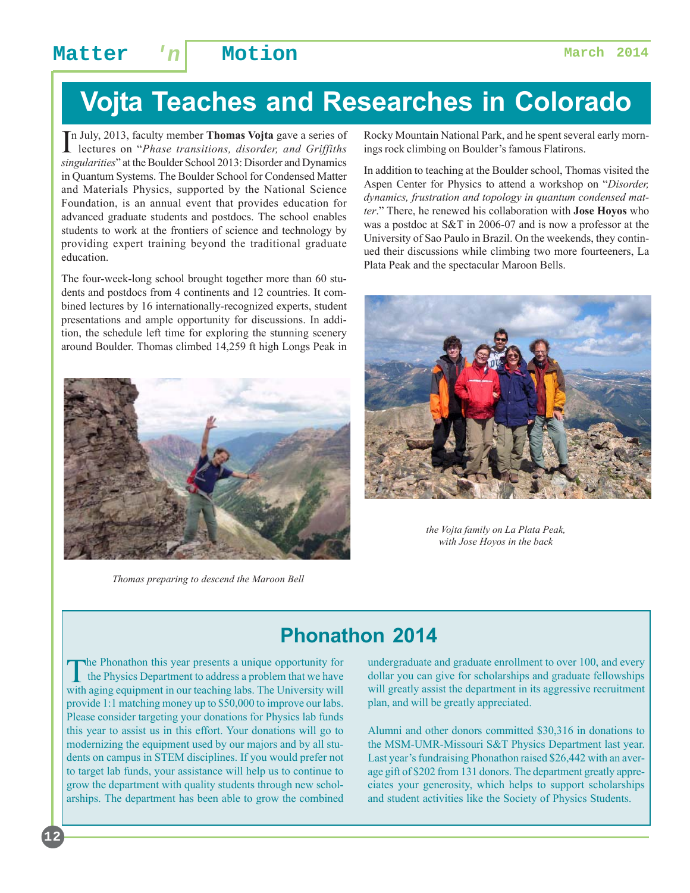# Vojta Teaches and Researches in Colorado

In July, 2013, faculty member **Thomas Vojta** gave a series of lectures on "*Phase transitions, disorder, and Griffiths singularities*" at the Boulder School 2013: Disorder and Dynamics in Quantum Systems. The Boulder School for Condensed Matter and Materials Physics, supported by the National Science Foundation, is an annual event that provides education for advanced graduate students and postdocs. The school enables students to work at the frontiers of science and technology by providing expert training beyond the traditional graduate education.

The four-week-long school brought together more than 60 students and postdocs from 4 continents and 12 countries. It combined lectures by 16 internationally-recognized experts, student presentations and ample opportunity for discussions. In addition, the schedule left time for exploring the stunning scenery around Boulder. Thomas climbed 14,259 ft high Longs Peak in Rocky Mountain National Park, and he spent several early mornings rock climbing on Boulder's famous Flatirons.

In addition to teaching at the Boulder school, Thomas visited the Aspen Center for Physics to attend a workshop on "*Disorder, dynamics, frustration and topology in quantum condensed matter*." There, he renewed his collaboration with **Jose Hoyos** who was a postdoc at S&T in 2006-07 and is now a professor at the University of Sao Paulo in Brazil. On the weekends, they continued their discussions while climbing two more fourteeners, La Plata Peak and the spectacular Maroon Bells.

*Thomas preparing to descend the Maroon Bell*

*the Vojta family on La Plata Peak, with Jose Hoyos in the back*

## Phonathon 2014

The Phonathon this year presents a unique opportunity for the Physics Department to address a problem that we have with aging equipment in our teaching labs. The University will provide 1:1 matching money up to $50,000 to improve our labs. Please consider targeting your donations for Physics lab funds this year to assist us in this effort. Your donations will go to modernizing the equipment used by our majors and by all students on campus in STEM disciplines. If you would prefer not to target lab funds, your assistance will help us to continue to grow the department with quality students through new scholarships. The department has been able to grow the combined undergraduate and graduate enrollment to over 100, and every dollar you can give for scholarships and graduate fellowships will greatly assist the department in its aggressive recruitment plan, and will be greatly appreciated.

Alumni and other donors committed $30,316 in donations to the MSM-UMR-Missouri S&T Physics Department last year. Last year's fundraising Phonathon raised $26,442 with an average gift of $202 from 131 donors. The department greatly appreciates your generosity, which helps to support scholarships and student activities like the Society of Physics Students.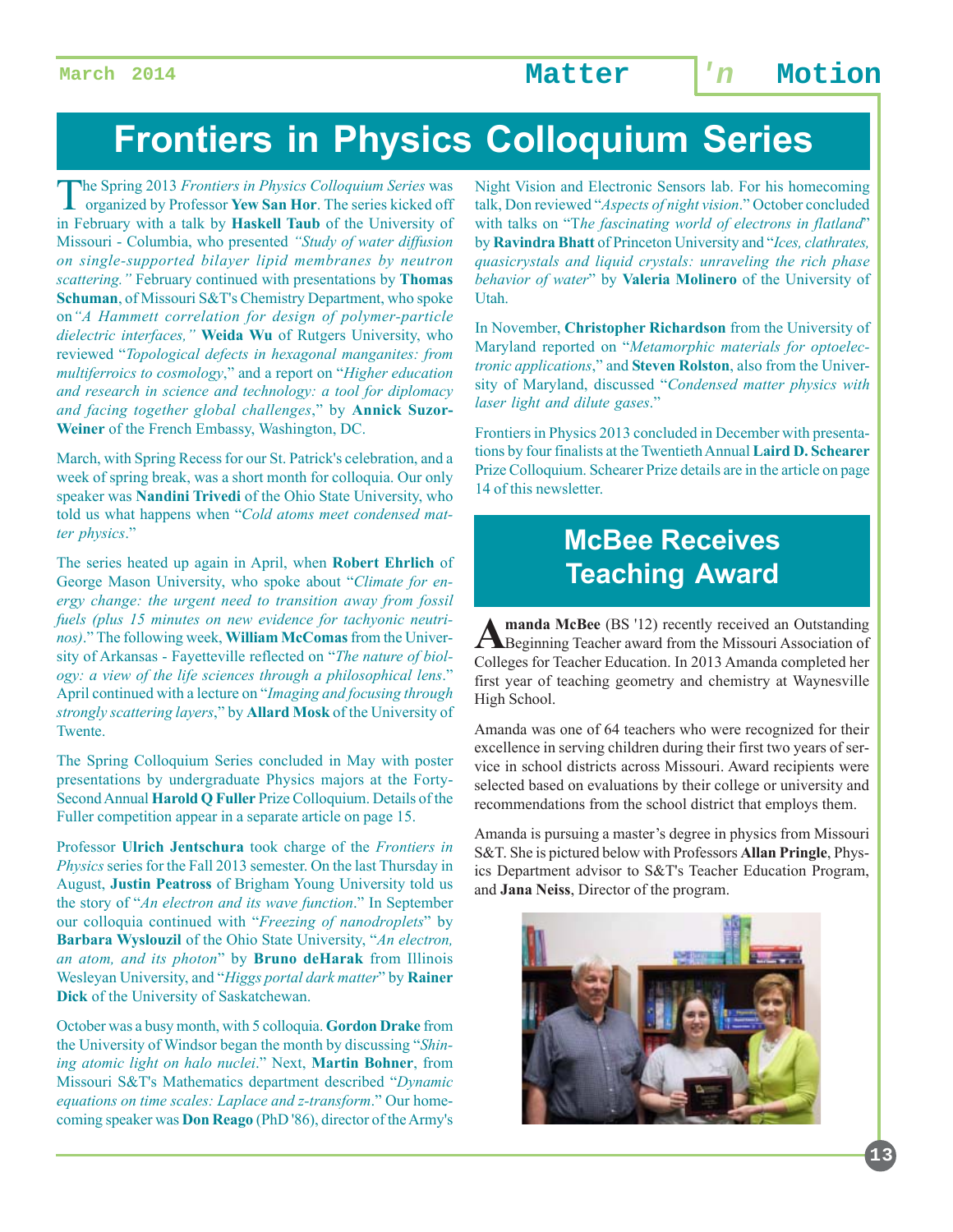# Frontiers in Physics Colloquium Series

The Spring 2013 *Frontiers in Physics Colloquium Series* was organized by Professor **Yew San Hor**. The series kicked off in February with a talk by **Haskell Taub** of the University of Missouri - Columbia, who presented *"Study of water diffusion on single-supported bilayer lipid membranes by neutron scattering."* February continued with presentations by **Thomas Schuman**, of Missouri S&T's Chemistry Department, who spoke on *"A Hammett correlation for design of polymer-particle dielectric interfaces,"* **Weida Wu** of Rutgers University, who reviewed "*Topological defects in hexagonal manganites: from multiferroics to cosmology*," and a report on "*Higher education and research in science and technology: a tool for diplomacy and facing together global challenges*," by **Annick Suzor-Weiner** of the French Embassy, Washington, DC.

March, with Spring Recess for our St. Patrick's celebration, and a week of spring break, was a short month for colloquia. Our only speaker was **Nandini Trivedi** of the Ohio State University, who told us what happens when "*Cold atoms meet condensed matter physics*."

The series heated up again in April, when **Robert Ehrlich** of George Mason University, who spoke about "*Climate for energy change: the urgent need to transition away from fossil fuels (plus 15 minutes on new evidence for tachyonic neutrinos)*." The following week, **William McComas** from the University of Arkansas - Fayetteville reflected on "*The nature of biology: a view of the life sciences through a philosophical lens*." April continued with a lecture on "*Imaging and focusing through strongly scattering layers*," by **Allard Mosk** of the University of Twente.

The Spring Colloquium Series concluded in May with poster presentations by undergraduate Physics majors at the Forty-Second Annual **Harold Q Fuller** Prize Colloquium. Details of the Fuller competition appear in a separate article on page 15.

Professor **Ulrich Jentschura** took charge of the *Frontiers in Physics* series for the Fall 2013 semester. On the last Thursday in August, **Justin Peatross** of Brigham Young University told us the story of "*An electron and its wave function*." In September our colloquia continued with "*Freezing of nanodroplets*" by **Barbara Wyslouzil** of the Ohio State University, "*An electron, an atom, and its photon*" by **Bruno deHarak** from Illinois Wesleyan University, and "*Higgs portal dark matter*" by **Rainer Dick** of the University of Saskatchewan.

October was a busy month, with 5 colloquia. **Gordon Drake** from the University of Windsor began the month by discussing "*Shining atomic light on halo nuclei*." Next, **Martin Bohner**, from Missouri S&T's Mathematics department described "*Dynamic equations on time scales: Laplace and z-transform*." Our homecoming speaker was **Don Reago** (PhD '86), director of the Army's Night Vision and Electronic Sensors lab. For his homecoming talk, Don reviewed "*Aspects of night vision*." October concluded with talks on "*The fascinating world of electrons in flatland*" by **Ravindra Bhatt** of Princeton University and "*Ices, clathrates, quasicrystals and liquid crystals: unraveling the rich phase behavior of water*" by **Valeria Molinero** of the University of Utah.

In November, **Christopher Richardson** from the University of Maryland reported on "*Metamorphic materials for optoelectronic applications*," and **Steven Rolston**, also from the University of Maryland, discussed "*Condensed matter physics with laser light and dilute gases*."

Frontiers in Physics 2013 concluded in December with presentations by four finalists at the Twentieth Annual **Laird D. Schearer** Prize Colloquium. Schearer Prize details are in the article on page 14 of this newsletter.

## McBee Receives Teaching Award

**Amanda McBee** (BS '12) recently received an Outstanding Beginning Teacher award from the Missouri Association of Colleges for Teacher Education. In 2013 Amanda completed her first year of teaching geometry and chemistry at Waynesville High School.

Amanda was one of 64 teachers who were recognized for their excellence in serving children during their first two years of service in school districts across Missouri. Award recipients were selected based on evaluations by their college or university and recommendations from the school district that employs them.

Amanda is pursuing a master's degree in physics from Missouri S&T. She is pictured below with Professors **Allan Pringle**, Physics Department advisor to S&T's Teacher Education Program, and **Jana Neiss**, Director of the program.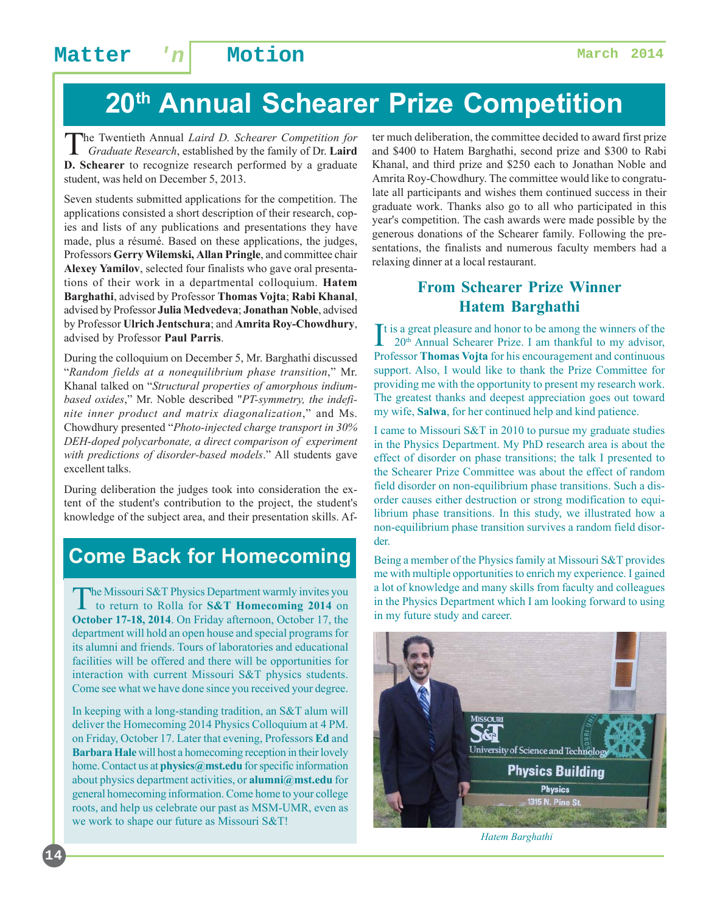# 20th Annual Schearer Prize Competition

The Twentieth Annual *Laird D. Schearer Competition for Graduate Research*, established by the family of Dr. **Laird D. Schearer** to recognize research performed by a graduate student, was held on December 5, 2013.

Seven students submitted applications for the competition. The applications consisted a short description of their research, copies and lists of any publications and presentations they have made, plus a résumé. Based on these applications, the judges, Professors **Gerry Wilemski, Allan Pringle**, and committee chair **Alexey Yamilov**, selected four finalists who gave oral presentations of their work in a departmental colloquium. **Hatem Barghathi**, advised by Professor **Thomas Vojta**; **Rabi Khanal**, advised by Professor **Julia Medvedeva**; **Jonathan Noble**, advised by Professor **Ulrich Jentschura**; and **Amrita Roy-Chowdhury**, advised by Professor **Paul Parris**.

During the colloquium on December 5, Mr. Barghathi discussed "*Random fields at a nonequilibrium phase transition*," Mr. Khanal talked on "*Structural properties of amorphous indium-based oxides*," Mr. Noble described "*PT-symmetry, the indefinite inner product and matrix diagonalization*," and Ms. Chowdhury presented "*Photo-injected charge transport in 30% DEH-doped polycarbonate, a direct comparison of experiment with predictions of disorder-based models*." All students gave excellent talks.

During deliberation the judges took into consideration the extent of the student's contribution to the project, the student's knowledge of the subject area, and their presentation skills. After much deliberation, the committee decided to award first prize and $400 to Hatem Barghathi, second prize and $300 to Rabi Khanal, and third prize and $250 each to Jonathan Noble and Amrita Roy-Chowdhury. The committee would like to congratulate all participants and wishes them continued success in their graduate work. Thanks also go to all who participated in this year's competition. The cash awards were made possible by the generous donations of the Schearer family. Following the presentations, the finalists and numerous faculty members had a relaxing dinner at a local restaurant.

### From Schearer Prize Winner Hatem Barghathi

It is a great pleasure and honor to be among the winners of the 20th Annual Schearer Prize. I am thankful to my advisor, Professor **Thomas Vojta** for his encouragement and continuous support. Also, I would like to thank the Prize Committee for providing me with the opportunity to present my research work. The greatest thanks and deepest appreciation goes out toward my wife, **Salwa**, for her continued help and kind patience.

I came to Missouri S&T in 2010 to pursue my graduate studies in the Physics Department. My PhD research area is about the effect of disorder on phase transitions; the talk I presented to the Schearer Prize Committee was about the effect of random field disorder on non-equilibrium phase transitions. Such a disorder causes either destruction or strong modification to equilibrium phase transitions. In this study, we illustrated how a non-equilibrium phase transition survives a random field disorder.

Being a member of the Physics family at Missouri S&T provides me with multiple opportunities to enrich my experience. I gained a lot of knowledge and many skills from faculty and colleagues in the Physics Department which I am looking forward to using in my future study and career.

*Hatem Barghathi*

## Come Back for Homecoming

The Missouri S&T Physics Department warmly invites you to return to Rolla for **S&T Homecoming 2014** on **October 17-18, 2014**. On Friday afternoon, October 17, the department will hold an open house and special programs for its alumni and friends. Tours of laboratories and educational facilities will be offered and there will be opportunities for interaction with current Missouri S&T physics students. Come see what we have done since you received your degree.

In keeping with a long-standing tradition, an S&T alum will deliver the Homecoming 2014 Physics Colloquium at 4 PM. on Friday, October 17. Later that evening, Professors **Ed** and **Barbara Hale** will host a homecoming reception in their lovely home. Contact us at **physics@mst.edu** for specific information about physics department activities, or **alumni@mst.edu** for general homecoming information. Come home to your college roots, and help us celebrate our past as MSM-UMR, even as we work to shape our future as Missouri S&T!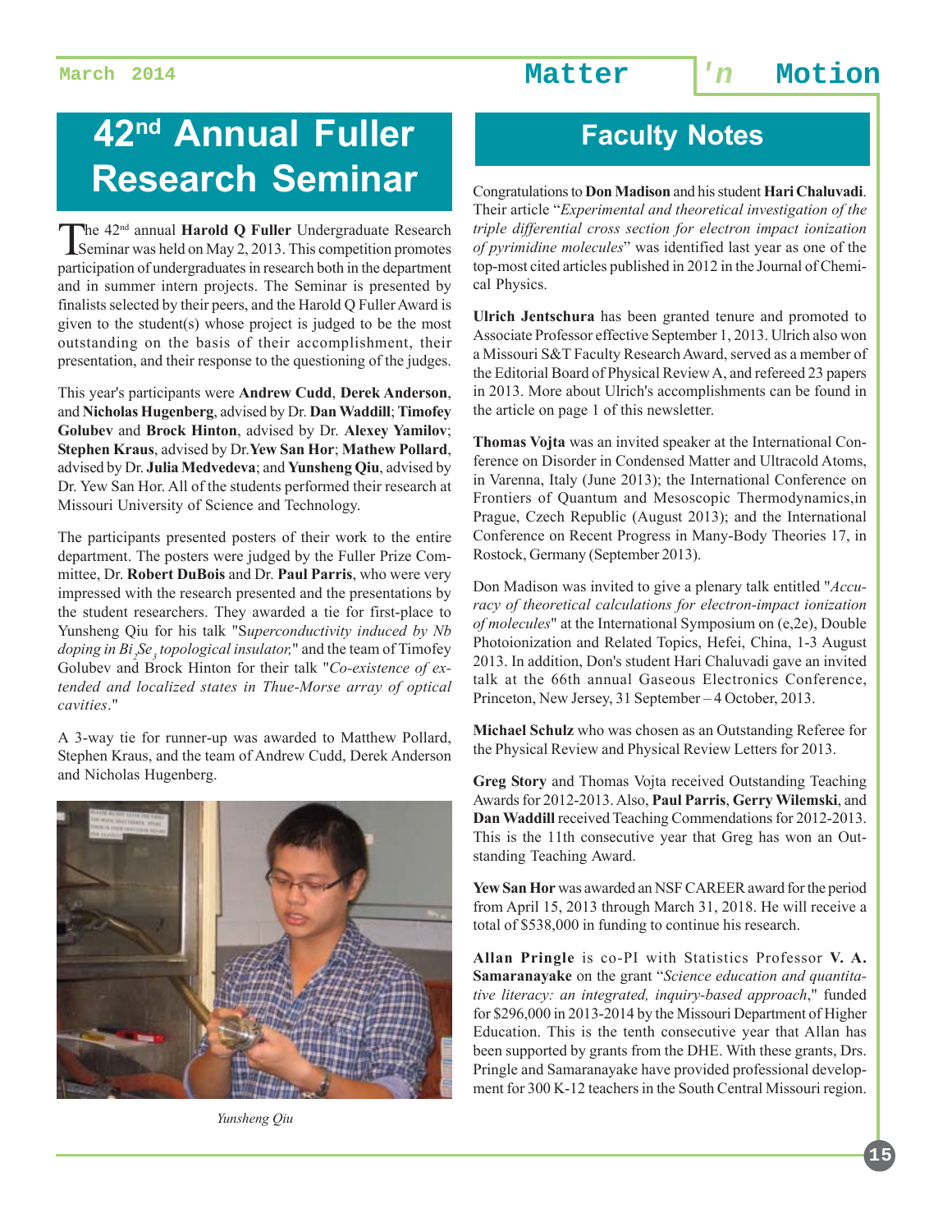# 42nd Annual Fuller Research Seminar

The 42nd annual **Harold Q Fuller** Undergraduate Research Seminar was held on May 2, 2013. This competition promotes participation of undergraduates in research both in the department and in summer intern projects. The Seminar is presented by finalists selected by their peers, and the Harold Q Fuller Award is given to the student(s) whose project is judged to be the most outstanding on the basis of their accomplishment, their presentation, and their response to the questioning of the judges.

This year's participants were **Andrew Cudd**, **Derek Anderson**, and **Nicholas Hugenberg**, advised by Dr. **Dan Waddill**; **Timofey Golubev** and **Brock Hinton**, advised by Dr. **Alexey Yamilov**; **Stephen Kraus**, advised by Dr. **Yew San Hor**; **Mathew Pollard**, advised by Dr. **Julia Medvedeva**; and **Yunsheng Qiu**, advised by Dr. Yew San Hor. All of the students performed their research at Missouri University of Science and Technology.

The participants presented posters of their work to the entire department. The posters were judged by the Fuller Prize Committee, Dr. **Robert DuBois** and Dr. **Paul Parris**, who were very impressed with the research presented and the presentations by the student researchers. They awarded a tie for first-place to Yunsheng Qiu for his talk "*Superconductivity induced by Nb doping in $Bi_2Se_3$ topological insulator,*" and the team of Timofey Golubev and Brock Hinton for their talk "*Co-existence of extended and localized states in Thue-Morse array of optical cavities*."

A 3-way tie for runner-up was awarded to Matthew Pollard, Stephen Kraus, and the team of Andrew Cudd, Derek Anderson and Nicholas Hugenberg.

*Yunsheng Qiu*

# Faculty Notes

Congratulations to **Don Madison** and his student **Hari Chaluvadi**. Their article "*Experimental and theoretical investigation of the triple differential cross section for electron impact ionization of pyrimidine molecules*" was identified last year as one of the top-most cited articles published in 2012 in the Journal of Chemical Physics.

**Ulrich Jentschura** has been granted tenure and promoted to Associate Professor effective September 1, 2013. Ulrich also won a Missouri S&T Faculty Research Award, served as a member of the Editorial Board of Physical Review A, and refereed 23 papers in 2013. More about Ulrich's accomplishments can be found in the article on page 1 of this newsletter.

**Thomas Vojta** was an invited speaker at the International Conference on Disorder in Condensed Matter and Ultracold Atoms, in Varenna, Italy (June 2013); the International Conference on Frontiers of Quantum and Mesoscopic Thermodynamics,in Prague, Czech Republic (August 2013); and the International Conference on Recent Progress in Many-Body Theories 17, in Rostock, Germany (September 2013).

Don Madison was invited to give a plenary talk entitled "*Accuracy of theoretical calculations for electron-impact ionization of molecules*" at the International Symposium on (e,2e), Double Photoionization and Related Topics, Hefei, China, 1-3 August 2013. In addition, Don's student Hari Chaluvadi gave an invited talk at the 66th annual Gaseous Electronics Conference, Princeton, New Jersey, 31 September – 4 October, 2013.

**Michael Schulz** who was chosen as an Outstanding Referee for the Physical Review and Physical Review Letters for 2013.

**Greg Story** and Thomas Vojta received Outstanding Teaching Awards for 2012-2013. Also, **Paul Parris**, **Gerry Wilemski**, and **Dan Waddill** received Teaching Commendations for 2012-2013. This is the 11th consecutive year that Greg has won an Outstanding Teaching Award.

**Yew San Hor** was awarded an NSF CAREER award for the period from April 15, 2013 through March 31, 2018. He will receive a total of $538,000 in funding to continue his research.

**Allan Pringle** is co-PI with Statistics Professor **V. A. Samaranayake** on the grant "*Science education and quantitative literacy: an integrated, inquiry-based approach*," funded for $296,000 in 2013-2014 by the Missouri Department of Higher Education. This is the tenth consecutive year that Allan has been supported by grants from the DHE. With these grants, Drs. Pringle and Samaranayake have provided professional development for 300 K-12 teachers in the South Central Missouri region.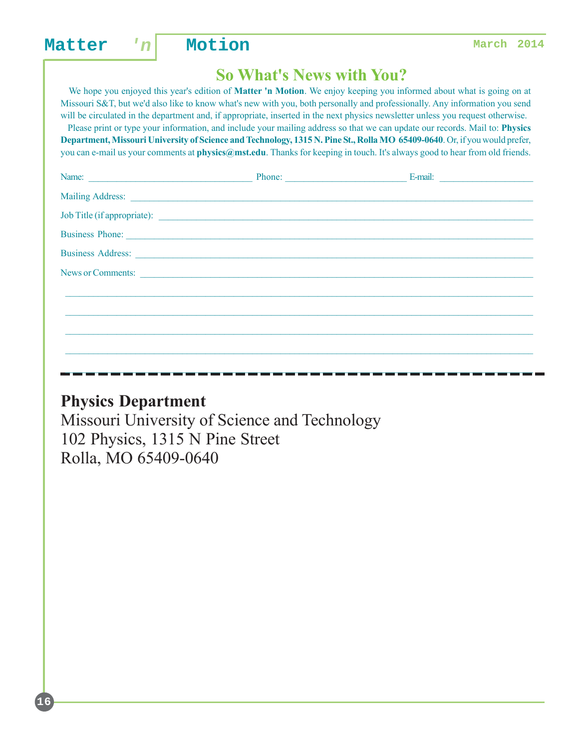## So What's News with You?

We hope you enjoyed this year's edition of **Matter 'n Motion**. We enjoy keeping you informed about what is going on at Missouri S&T, but we'd also like to know what's new with you, both personally and professionally. Any information you send will be circulated in the department and, if appropriate, inserted in the next physics newsletter unless you request otherwise.

Please print or type your information, and include your mailing address so that we can update our records. Mail to: **Physics Department, Missouri University of Science and Technology, 1315 N. Pine St., Rolla MO 65409-0640**. Or, if you would prefer, you can e-mail us your comments at **physics@mst.edu**. Thanks for keeping in touch. It's always good to hear from old friends.

Name: ______________________ Phone: ____________________ E-mail: ________________

Mailing Address: ______________________________________________________________

Job Title (if appropriate): _____________________________________________________

Business Phone: ______________________________________________________________

Business Address: _____________________________________________________________

News or Comments: ____________________________________________________________

______________________________________________________________________________

______________________________________________________________________________

______________________________________________________________________________

______________________________________________________________________________

---

**Physics Department**
Missouri University of Science and Technology
102 Physics, 1315 N Pine Street
Rolla, MO 65409-0640